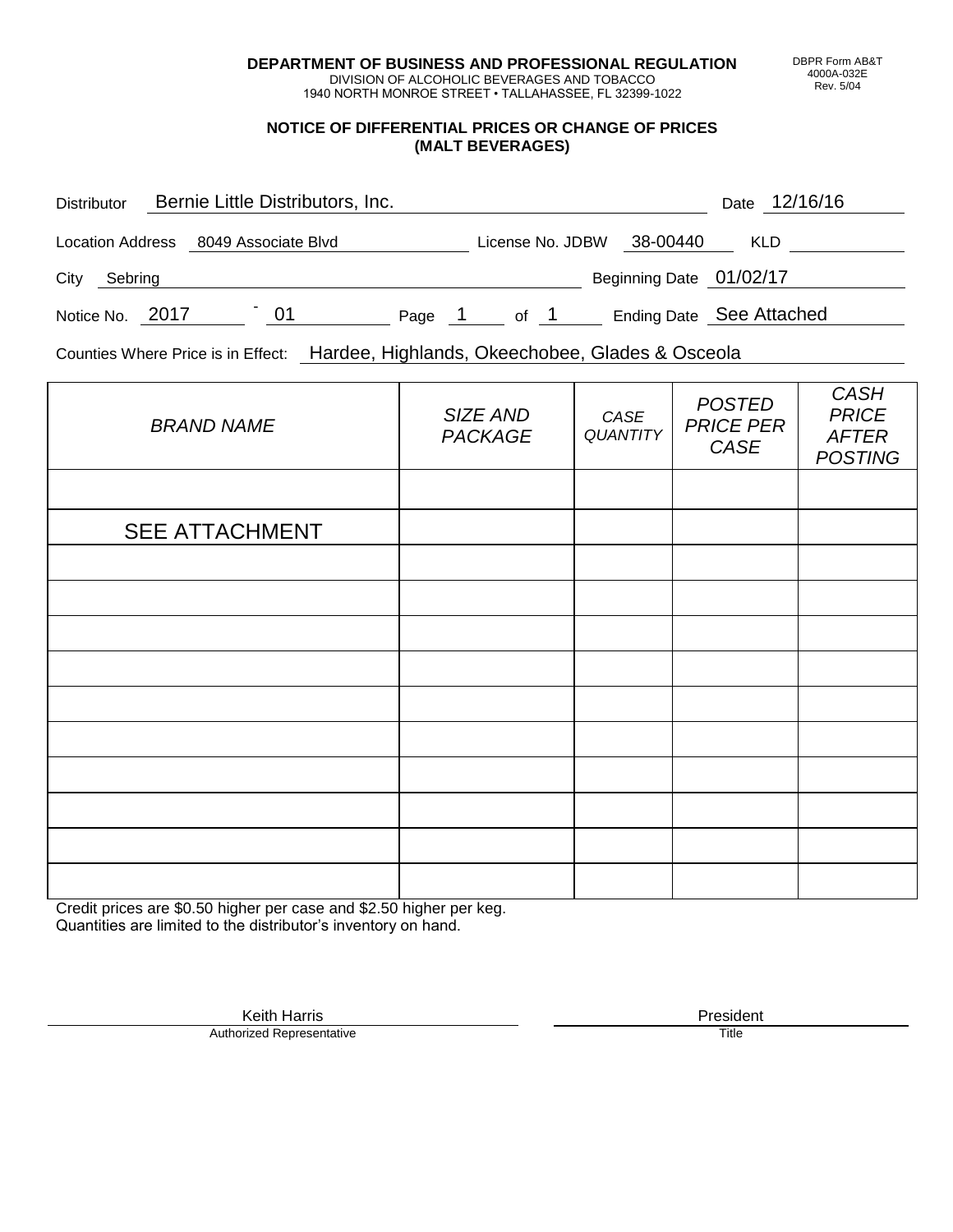**DEPARTMENT OF BUSINESS AND PROFESSIONAL REGULATION**
DIVISION OF ALCOHOLIC BEVERAGES AND TOBACCO
1940 NORTH MONROE STREET • TALLAHASSEE, FL 32399-1022

DBPR Form AB&T
4000A-032E
Rev. 5/04

## NOTICE OF DIFFERENTIAL PRICES OR CHANGE OF PRICES (MALT BEVERAGES)

Distributor: Bernie Little Distributors, Inc. Date: 12/16/16

Location Address: 8049 Associate Blvd License No. JDBW: 38-00440 KLD:

City: Sebring Beginning Date: 01/02/17

Notice No. 2017 - 01 Page 1 of 1 Ending Date: See Attached

Counties Where Price is in Effect: Hardee, Highlands, Okeechobee, Glades & Osceola

| *BRAND NAME* | *SIZE AND PACKAGE* | *CASE QUANTITY* | *POSTED PRICE PER CASE* | *CASH PRICE AFTER POSTING* |
|---|---|---|---|---|
| | | | | |
| SEE ATTACHMENT | | | | |
| | | | | |
| | | | | |
| | | | | |
| | | | | |
| | | | | |
| | | | | |
| | | | | |
| | | | | |
| | | | | |
| | | | | |

Credit prices are $0.50 higher per case and $2.50 higher per keg.
Quantities are limited to the distributor's inventory on hand.

Keith Harris
Authorized Representative

President
Title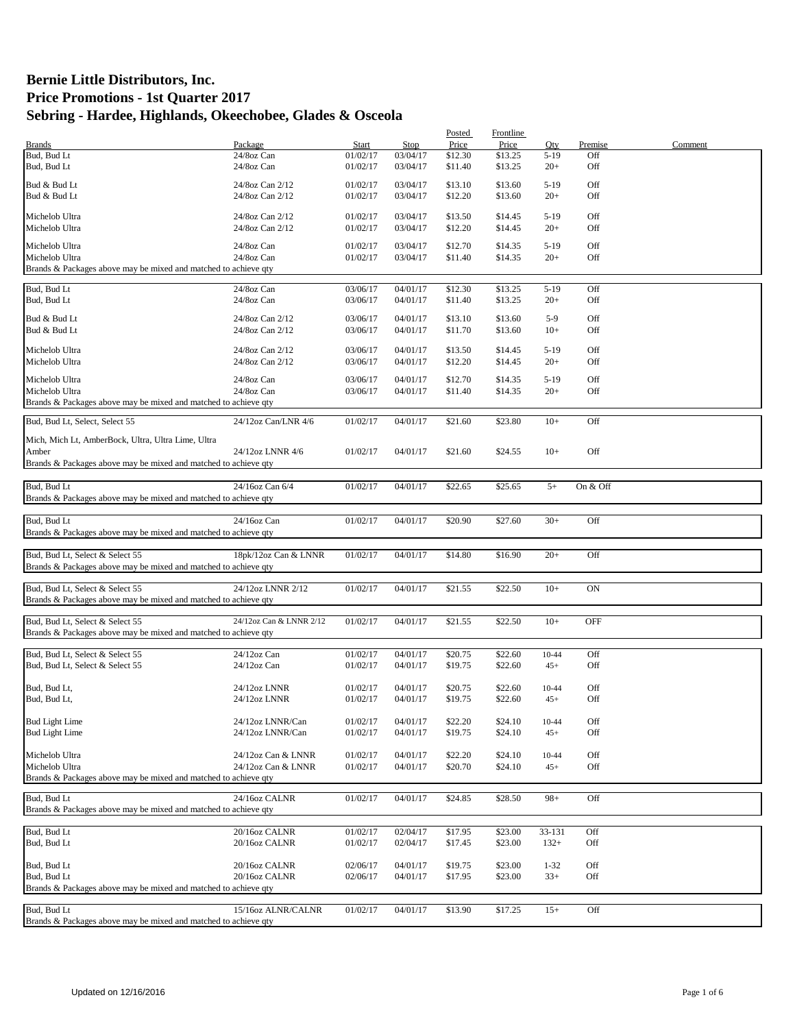# Bernie Little Distributors, Inc.
# Price Promotions - 1st Quarter 2017
# Sebring - Hardee, Highlands, Okeechobee, Glades & Osceola

| Brands | Package | Start | Stop | Posted Price | Frontline Price | Qty | Premise | Comment |
|---|---|---|---|---|---|---|---|---|
| Bud, Bud Lt | 24/8oz Can | 01/02/17 | 03/04/17 | $12.30 | $13.25 | 5-19 | Off | |
| Bud, Bud Lt | 24/8oz Can | 01/02/17 | 03/04/17 | $11.40 | $13.25 | 20+ | Off | |
| Bud & Bud Lt | 24/8oz Can 2/12 | 01/02/17 | 03/04/17 | $13.10 | $13.60 | 5-19 | Off | |
| Bud & Bud Lt | 24/8oz Can 2/12 | 01/02/17 | 03/04/17 | $12.20 | $13.60 | 20+ | Off | |
| Michelob Ultra | 24/8oz Can 2/12 | 01/02/17 | 03/04/17 | $13.50 | $14.45 | 5-19 | Off | |
| Michelob Ultra | 24/8oz Can 2/12 | 01/02/17 | 03/04/17 | $12.20 | $14.45 | 20+ | Off | |
| Michelob Ultra | 24/8oz Can | 01/02/17 | 03/04/17 | $12.70 | $14.35 | 5-19 | Off | |
| Michelob Ultra | 24/8oz Can | 01/02/17 | 03/04/17 | $11.40 | $14.35 | 20+ | Off | |
| Brands & Packages above may be mixed and matched to achieve qty | | | | | | | | |
| Bud, Bud Lt | 24/8oz Can | 03/06/17 | 04/01/17 | $12.30 | $13.25 | 5-19 | Off | |
| Bud, Bud Lt | 24/8oz Can | 03/06/17 | 04/01/17 | $11.40 | $13.25 | 20+ | Off | |
| Bud & Bud Lt | 24/8oz Can 2/12 | 03/06/17 | 04/01/17 | $13.10 | $13.60 | 5-9 | Off | |
| Bud & Bud Lt | 24/8oz Can 2/12 | 03/06/17 | 04/01/17 | $11.70 | $13.60 | 10+ | Off | |
| Michelob Ultra | 24/8oz Can 2/12 | 03/06/17 | 04/01/17 | $13.50 | $14.45 | 5-19 | Off | |
| Michelob Ultra | 24/8oz Can 2/12 | 03/06/17 | 04/01/17 | $12.20 | $14.45 | 20+ | Off | |
| Michelob Ultra | 24/8oz Can | 03/06/17 | 04/01/17 | $12.70 | $14.35 | 5-19 | Off | |
| Michelob Ultra | 24/8oz Can | 03/06/17 | 04/01/17 | $11.40 | $14.35 | 20+ | Off | |
| Brands & Packages above may be mixed and matched to achieve qty | | | | | | | | |
| Bud, Bud Lt, Select, Select 55 | 24/12oz Can/LNR 4/6 | 01/02/17 | 04/01/17 | $21.60 | $23.80 | 10+ | Off | |
| Mich, Mich Lt, AmberBock, Ultra, Ultra Lime, Ultra Amber | 24/12oz LNNR 4/6 | 01/02/17 | 04/01/17 | $21.60 | $24.55 | 10+ | Off | |
| Brands & Packages above may be mixed and matched to achieve qty | | | | | | | | |
| Bud, Bud Lt | 24/16oz Can 6/4 | 01/02/17 | 04/01/17 | $22.65 | $25.65 | 5+ | On & Off | |
| Brands & Packages above may be mixed and matched to achieve qty | | | | | | | | |
| Bud, Bud Lt | 24/16oz Can | 01/02/17 | 04/01/17 | $20.90 | $27.60 | 30+ | Off | |
| Brands & Packages above may be mixed and matched to achieve qty | | | | | | | | |
| Bud, Bud Lt, Select & Select 55 | 18pk/12oz Can & LNNR | 01/02/17 | 04/01/17 | $14.80 | $16.90 | 20+ | Off | |
| Brands & Packages above may be mixed and matched to achieve qty | | | | | | | | |
| Bud, Bud Lt, Select & Select 55 | 24/12oz LNNR 2/12 | 01/02/17 | 04/01/17 | $21.55 | $22.50 | 10+ | ON | |
| Brands & Packages above may be mixed and matched to achieve qty | | | | | | | | |
| Bud, Bud Lt, Select & Select 55 | 24/12oz Can & LNNR 2/12 | 01/02/17 | 04/01/17 | $21.55 | $22.50 | 10+ | OFF | |
| Brands & Packages above may be mixed and matched to achieve qty | | | | | | | | |
| Bud, Bud Lt, Select & Select 55 | 24/12oz Can | 01/02/17 | 04/01/17 | $20.75 | $22.60 | 10-44 | Off | |
| Bud, Bud Lt, Select & Select 55 | 24/12oz Can | 01/02/17 | 04/01/17 | $19.75 | $22.60 | 45+ | Off | |
| Bud, Bud Lt, | 24/12oz LNNR | 01/02/17 | 04/01/17 | $20.75 | $22.60 | 10-44 | Off | |
| Bud, Bud Lt, | 24/12oz LNNR | 01/02/17 | 04/01/17 | $19.75 | $22.60 | 45+ | Off | |
| Bud Light Lime | 24/12oz LNNR/Can | 01/02/17 | 04/01/17 | $22.20 | $24.10 | 10-44 | Off | |
| Bud Light Lime | 24/12oz LNNR/Can | 01/02/17 | 04/01/17 | $19.75 | $24.10 | 45+ | Off | |
| Michelob Ultra | 24/12oz Can & LNNR | 01/02/17 | 04/01/17 | $22.20 | $24.10 | 10-44 | Off | |
| Michelob Ultra | 24/12oz Can & LNNR | 01/02/17 | 04/01/17 | $20.70 | $24.10 | 45+ | Off | |
| Brands & Packages above may be mixed and matched to achieve qty | | | | | | | | |
| Bud, Bud Lt | 24/16oz CALNR | 01/02/17 | 04/01/17 | $24.85 | $28.50 | 98+ | Off | |
| Brands & Packages above may be mixed and matched to achieve qty | | | | | | | | |
| Bud, Bud Lt | 20/16oz CALNR | 01/02/17 | 02/04/17 | $17.95 | $23.00 | 33-131 | Off | |
| Bud, Bud Lt | 20/16oz CALNR | 01/02/17 | 02/04/17 | $17.45 | $23.00 | 132+ | Off | |
| Bud, Bud Lt | 20/16oz CALNR | 02/06/17 | 04/01/17 | $19.75 | $23.00 | 1-32 | Off | |
| Bud, Bud Lt | 20/16oz CALNR | 02/06/17 | 04/01/17 | $17.95 | $23.00 | 33+ | Off | |
| Brands & Packages above may be mixed and matched to achieve qty | | | | | | | | |
| Bud, Bud Lt | 15/16oz ALNR/CALNR | 01/02/17 | 04/01/17 | $13.90 | $17.25 | 15+ | Off | |
| Brands & Packages above may be mixed and matched to achieve qty | | | | | | | | |

Updated on 12/16/2016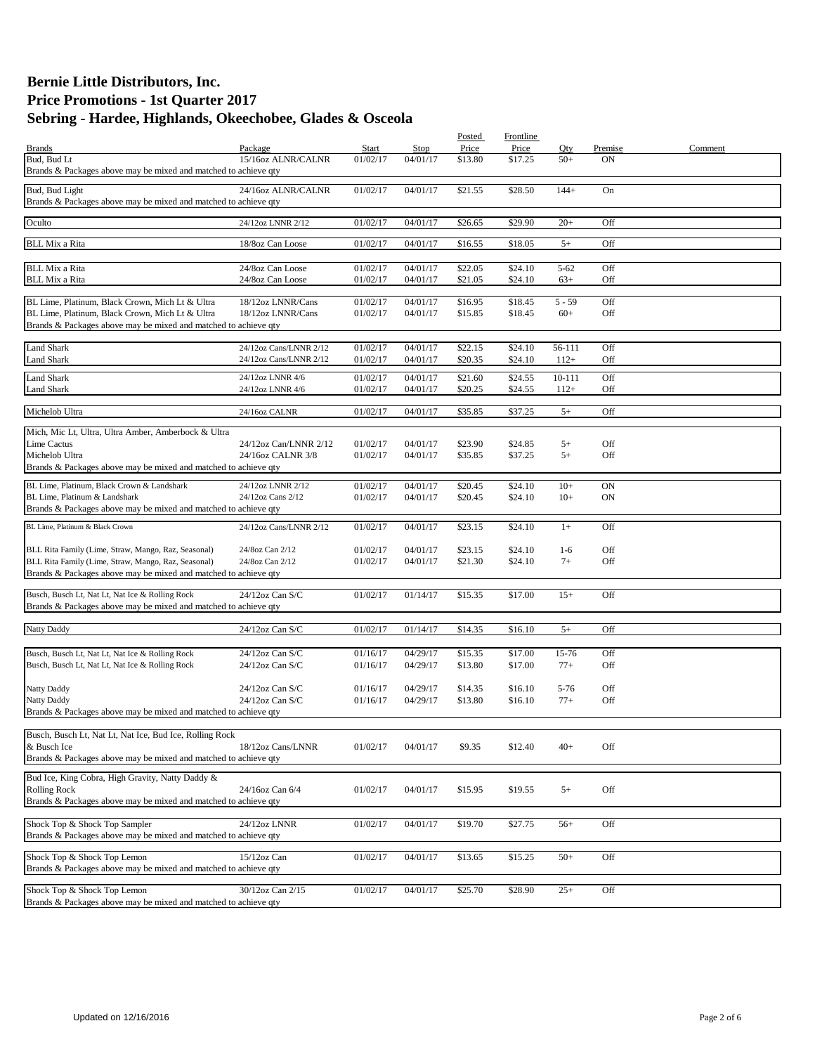# Bernie Little Distributors, Inc.
# Price Promotions - 1st Quarter 2017
# Sebring - Hardee, Highlands, Okeechobee, Glades & Osceola

| Brands | Package | Start | Stop | Posted Price | Frontline Price | Qty | Premise | Comment |
|---|---|---|---|---|---|---|---|---|
| Bud, Bud Lt | 15/16oz ALNR/CALNR | 01/02/17 | 04/01/17 | $13.80 | $17.25 | 50+ | ON | |
| Brands & Packages above may be mixed and matched to achieve qty | | | | | | | | |
| Bud, Bud Light | 24/16oz ALNR/CALNR | 01/02/17 | 04/01/17 | $21.55 | $28.50 | 144+ | On | |
| Brands & Packages above may be mixed and matched to achieve qty | | | | | | | | |
| Oculto | 24/12oz LNNR 2/12 | 01/02/17 | 04/01/17 | $26.65 | $29.90 | 20+ | Off | |
| BLL Mix a Rita | 18/8oz Can Loose | 01/02/17 | 04/01/17 | $16.55 | $18.05 | 5+ | Off | |
| BLL Mix a Rita | 24/8oz Can Loose | 01/02/17 | 04/01/17 | $22.05 | $24.10 | 5-62 | Off | |
| BLL Mix a Rita | 24/8oz Can Loose | 01/02/17 | 04/01/17 | $21.05 | $24.10 | 63+ | Off | |
| BL Lime, Platinum, Black Crown, Mich Lt & Ultra | 18/12oz LNNR/Cans | 01/02/17 | 04/01/17 | $16.95 | $18.45 | 5 - 59 | Off | |
| BL Lime, Platinum, Black Crown, Mich Lt & Ultra | 18/12oz LNNR/Cans | 01/02/17 | 04/01/17 | $15.85 | $18.45 | 60+ | Off | |
| Brands & Packages above may be mixed and matched to achieve qty | | | | | | | | |
| Land Shark | 24/12oz Cans/LNNR 2/12 | 01/02/17 | 04/01/17 | $22.15 | $24.10 | 56-111 | Off | |
| Land Shark | 24/12oz Cans/LNNR 2/12 | 01/02/17 | 04/01/17 | $20.35 | $24.10 | 112+ | Off | |
| Land Shark | 24/12oz LNNR 4/6 | 01/02/17 | 04/01/17 | $21.60 | $24.55 | 10-111 | Off | |
| Land Shark | 24/12oz LNNR 4/6 | 01/02/17 | 04/01/17 | $20.25 | $24.55 | 112+ | Off | |
| Michelob Ultra | 24/16oz CALNR | 01/02/17 | 04/01/17 | $35.85 | $37.25 | 5+ | Off | |
| Mich, Mic Lt, Ultra, Ultra Amber, Amberbock & Ultra Lime Cactus | 24/12oz Can/LNNR 2/12 | 01/02/17 | 04/01/17 | $23.90 | $24.85 | 5+ | Off | |
| Michelob Ultra | 24/16oz CALNR 3/8 | 01/02/17 | 04/01/17 | $35.85 | $37.25 | 5+ | Off | |
| Brands & Packages above may be mixed and matched to achieve qty | | | | | | | | |
| BL Lime, Platinum, Black Crown & Landshark | 24/12oz LNNR 2/12 | 01/02/17 | 04/01/17 | $20.45 | $24.10 | 10+ | ON | |
| BL Lime, Platinum & Landshark | 24/12oz Cans 2/12 | 01/02/17 | 04/01/17 | $20.45 | $24.10 | 10+ | ON | |
| Brands & Packages above may be mixed and matched to achieve qty | | | | | | | | |
| BL Lime, Platinum & Black Crown | 24/12oz Cans/LNNR 2/12 | 01/02/17 | 04/01/17 | $23.15 | $24.10 | 1+ | Off | |
| BLL Rita Family (Lime, Straw, Mango, Raz, Seasonal) | 24/8oz Can 2/12 | 01/02/17 | 04/01/17 | $23.15 | $24.10 | 1-6 | Off | |
| BLL Rita Family (Lime, Straw, Mango, Raz, Seasonal) | 24/8oz Can 2/12 | 01/02/17 | 04/01/17 | $21.30 | $24.10 | 7+ | Off | |
| Brands & Packages above may be mixed and matched to achieve qty | | | | | | | | |
| Busch, Busch Lt, Nat Lt, Nat Ice & Rolling Rock | 24/12oz Can S/C | 01/02/17 | 01/14/17 | $15.35 | $17.00 | 15+ | Off | |
| Brands & Packages above may be mixed and matched to achieve qty | | | | | | | | |
| Natty Daddy | 24/12oz Can S/C | 01/02/17 | 01/14/17 | $14.35 | $16.10 | 5+ | Off | |
| Busch, Busch Lt, Nat Lt, Nat Ice & Rolling Rock | 24/12oz Can S/C | 01/16/17 | 04/29/17 | $15.35 | $17.00 | 15-76 | Off | |
| Busch, Busch Lt, Nat Lt, Nat Ice & Rolling Rock | 24/12oz Can S/C | 01/16/17 | 04/29/17 | $13.80 | $17.00 | 77+ | Off | |
| Natty Daddy | 24/12oz Can S/C | 01/16/17 | 04/29/17 | $14.35 | $16.10 | 5-76 | Off | |
| Natty Daddy | 24/12oz Can S/C | 01/16/17 | 04/29/17 | $13.80 | $16.10 | 77+ | Off | |
| Brands & Packages above may be mixed and matched to achieve qty | | | | | | | | |
| Busch, Busch Lt, Nat Lt, Nat Ice, Bud Ice, Rolling Rock & Busch Ice | 18/12oz Cans/LNNR | 01/02/17 | 04/01/17 | $9.35 | $12.40 | 40+ | Off | |
| Brands & Packages above may be mixed and matched to achieve qty | | | | | | | | |
| Bud Ice, King Cobra, High Gravity, Natty Daddy & Rolling Rock | 24/16oz Can 6/4 | 01/02/17 | 04/01/17 | $15.95 | $19.55 | 5+ | Off | |
| Brands & Packages above may be mixed and matched to achieve qty | | | | | | | | |
| Shock Top & Shock Top Sampler | 24/12oz LNNR | 01/02/17 | 04/01/17 | $19.70 | $27.75 | 56+ | Off | |
| Brands & Packages above may be mixed and matched to achieve qty | | | | | | | | |
| Shock Top & Shock Top Lemon | 15/12oz Can | 01/02/17 | 04/01/17 | $13.65 | $15.25 | 50+ | Off | |
| Brands & Packages above may be mixed and matched to achieve qty | | | | | | | | |
| Shock Top & Shock Top Lemon | 30/12oz Can 2/15 | 01/02/17 | 04/01/17 | $25.70 | $28.90 | 25+ | Off | |
| Brands & Packages above may be mixed and matched to achieve qty | | | | | | | | |

Updated on 12/16/2016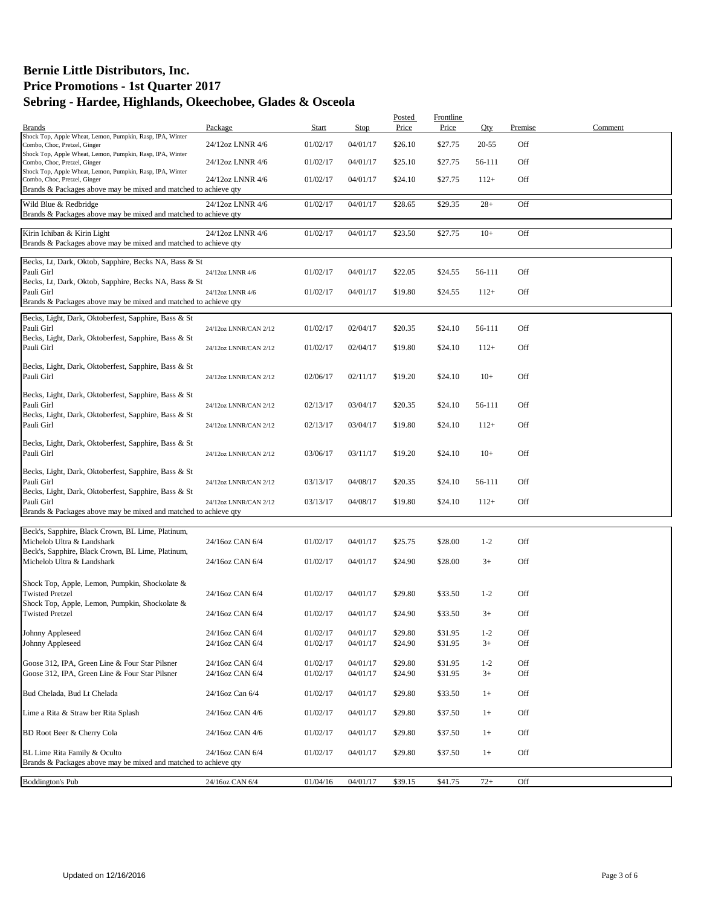# Bernie Little Distributors, Inc.
# Price Promotions - 1st Quarter 2017
# Sebring - Hardee, Highlands, Okeechobee, Glades & Osceola

| Brands | Package | Start | Stop | Posted Price | Frontline Price | Qty | Premise | Comment |
|---|---|---|---|---|---|---|---|---|
| Shock Top, Apple Wheat, Lemon, Pumpkin, Rasp, IPA, Winter Combo, Choc, Pretzel, Ginger | 24/12oz LNNR 4/6 | 01/02/17 | 04/01/17 | $26.10 | $27.75 | 20-55 | Off | |
| Shock Top, Apple Wheat, Lemon, Pumpkin, Rasp, IPA, Winter Combo, Choc, Pretzel, Ginger | 24/12oz LNNR 4/6 | 01/02/17 | 04/01/17 | $25.10 | $27.75 | 56-111 | Off | |
| Shock Top, Apple Wheat, Lemon, Pumpkin, Rasp, IPA, Winter Combo, Choc, Pretzel, Ginger | 24/12oz LNNR 4/6 | 01/02/17 | 04/01/17 | $24.10 | $27.75 | 112+ | Off | |
| Brands & Packages above may be mixed and matched to achieve qty | | | | | | | | |
| Wild Blue & Redbridge | 24/12oz LNNR 4/6 | 01/02/17 | 04/01/17 | $28.65 | $29.35 | 28+ | Off | |
| Brands & Packages above may be mixed and matched to achieve qty | | | | | | | | |
| Kirin Ichiban & Kirin Light | 24/12oz LNNR 4/6 | 01/02/17 | 04/01/17 | $23.50 | $27.75 | 10+ | Off | |
| Brands & Packages above may be mixed and matched to achieve qty | | | | | | | | |
| Becks, Lt, Dark, Oktob, Sapphire, Becks NA, Bass & St Pauli Girl | 24/12oz LNNR 4/6 | 01/02/17 | 04/01/17 | $22.05 | $24.55 | 56-111 | Off | |
| Becks, Lt, Dark, Oktob, Sapphire, Becks NA, Bass & St Pauli Girl | 24/12oz LNNR 4/6 | 01/02/17 | 04/01/17 | $19.80 | $24.55 | 112+ | Off | |
| Brands & Packages above may be mixed and matched to achieve qty | | | | | | | | |
| Becks, Light, Dark, Oktoberfest, Sapphire, Bass & St Pauli Girl | 24/12oz LNNR/CAN 2/12 | 01/02/17 | 02/04/17 | $20.35 | $24.10 | 56-111 | Off | |
| Becks, Light, Dark, Oktoberfest, Sapphire, Bass & St Pauli Girl | 24/12oz LNNR/CAN 2/12 | 01/02/17 | 02/04/17 | $19.80 | $24.10 | 112+ | Off | |
| Becks, Light, Dark, Oktoberfest, Sapphire, Bass & St Pauli Girl | 24/12oz LNNR/CAN 2/12 | 02/06/17 | 02/11/17 | $19.20 | $24.10 | 10+ | Off | |
| Becks, Light, Dark, Oktoberfest, Sapphire, Bass & St Pauli Girl | 24/12oz LNNR/CAN 2/12 | 02/13/17 | 03/04/17 | $20.35 | $24.10 | 56-111 | Off | |
| Becks, Light, Dark, Oktoberfest, Sapphire, Bass & St Pauli Girl | 24/12oz LNNR/CAN 2/12 | 02/13/17 | 03/04/17 | $19.80 | $24.10 | 112+ | Off | |
| Becks, Light, Dark, Oktoberfest, Sapphire, Bass & St Pauli Girl | 24/12oz LNNR/CAN 2/12 | 03/06/17 | 03/11/17 | $19.20 | $24.10 | 10+ | Off | |
| Becks, Light, Dark, Oktoberfest, Sapphire, Bass & St Pauli Girl | 24/12oz LNNR/CAN 2/12 | 03/13/17 | 04/08/17 | $20.35 | $24.10 | 56-111 | Off | |
| Becks, Light, Dark, Oktoberfest, Sapphire, Bass & St Pauli Girl | 24/12oz LNNR/CAN 2/12 | 03/13/17 | 04/08/17 | $19.80 | $24.10 | 112+ | Off | |
| Brands & Packages above may be mixed and matched to achieve qty | | | | | | | | |
| Beck's, Sapphire, Black Crown, BL Lime, Platinum, Michelob Ultra & Landshark | 24/16oz CAN 6/4 | 01/02/17 | 04/01/17 | $25.75 | $28.00 | 1-2 | Off | |
| Beck's, Sapphire, Black Crown, BL Lime, Platinum, Michelob Ultra & Landshark | 24/16oz CAN 6/4 | 01/02/17 | 04/01/17 | $24.90 | $28.00 | 3+ | Off | |
| Shock Top, Apple, Lemon, Pumpkin, Shockolate & Twisted Pretzel | 24/16oz CAN 6/4 | 01/02/17 | 04/01/17 | $29.80 | $33.50 | 1-2 | Off | |
| Shock Top, Apple, Lemon, Pumpkin, Shockolate & Twisted Pretzel | 24/16oz CAN 6/4 | 01/02/17 | 04/01/17 | $24.90 | $33.50 | 3+ | Off | |
| Johnny Appleseed | 24/16oz CAN 6/4 | 01/02/17 | 04/01/17 | $29.80 | $31.95 | 1-2 | Off | |
| Johnny Appleseed | 24/16oz CAN 6/4 | 01/02/17 | 04/01/17 | $24.90 | $31.95 | 3+ | Off | |
| Goose 312, IPA, Green Line & Four Star Pilsner | 24/16oz CAN 6/4 | 01/02/17 | 04/01/17 | $29.80 | $31.95 | 1-2 | Off | |
| Goose 312, IPA, Green Line & Four Star Pilsner | 24/16oz CAN 6/4 | 01/02/17 | 04/01/17 | $24.90 | $31.95 | 3+ | Off | |
| Bud Chelada, Bud Lt Chelada | 24/16oz Can 6/4 | 01/02/17 | 04/01/17 | $29.80 | $33.50 | 1+ | Off | |
| Lime a Rita & Straw ber Rita Splash | 24/16oz CAN 4/6 | 01/02/17 | 04/01/17 | $29.80 | $37.50 | 1+ | Off | |
| BD Root Beer & Cherry Cola | 24/16oz CAN 4/6 | 01/02/17 | 04/01/17 | $29.80 | $37.50 | 1+ | Off | |
| BL Lime Rita Family & Oculto | 24/16oz CAN 6/4 | 01/02/17 | 04/01/17 | $29.80 | $37.50 | 1+ | Off | |
| Brands & Packages above may be mixed and matched to achieve qty | | | | | | | | |
| Boddington's Pub | 24/16oz CAN 6/4 | 01/04/16 | 04/01/17 | $39.15 | $41.75 | 72+ | Off | |

Updated on 12/16/2016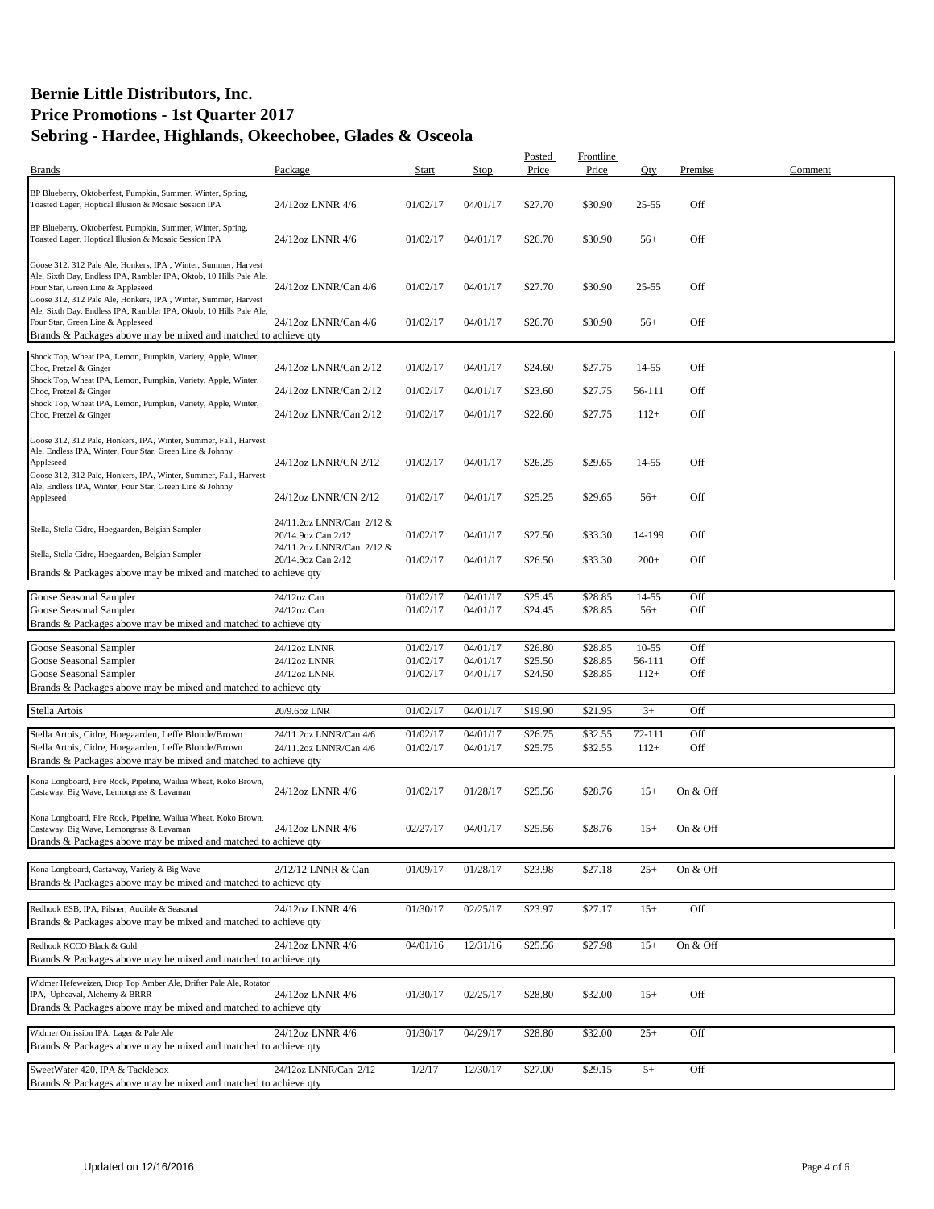# Bernie Little Distributors, Inc.
# Price Promotions - 1st Quarter 2017
# Sebring - Hardee, Highlands, Okeechobee, Glades & Osceola

| Brands | Package | Start | Stop | Posted Price | Frontline Price | Qty | Premise | Comment |
|---|---|---|---|---|---|---|---|---|
| BP Blueberry, Oktoberfest, Pumpkin, Summer, Winter, Spring, Toasted Lager, Hoptical Illusion & Mosaic Session IPA | 24/12oz LNNR 4/6 | 01/02/17 | 04/01/17 | $27.70 | $30.90 | 25-55 | Off | |
| BP Blueberry, Oktoberfest, Pumpkin, Summer, Winter, Spring, Toasted Lager, Hoptical Illusion & Mosaic Session IPA | 24/12oz LNNR 4/6 | 01/02/17 | 04/01/17 | $26.70 | $30.90 | 56+ | Off | |
| Goose 312, 312 Pale Ale, Honkers, IPA , Winter, Summer, Harvest Ale, Sixth Day, Endless IPA, Rambler IPA, Oktob, 10 Hills Pale Ale, Four Star, Green Line & Appleseed | 24/12oz LNNR/Can 4/6 | 01/02/17 | 04/01/17 | $27.70 | $30.90 | 25-55 | Off | |
| Goose 312, 312 Pale Ale, Honkers, IPA , Winter, Summer, Harvest Ale, Sixth Day, Endless IPA, Rambler IPA, Oktob, 10 Hills Pale Ale, Four Star, Green Line & Appleseed | 24/12oz LNNR/Can 4/6 | 01/02/17 | 04/01/17 | $26.70 | $30.90 | 56+ | Off | |
| Brands & Packages above may be mixed and matched to achieve qty | | | | | | | | |
| Shock Top, Wheat IPA, Lemon, Pumpkin, Variety, Apple, Winter, Choc, Pretzel & Ginger | 24/12oz LNNR/Can 2/12 | 01/02/17 | 04/01/17 | $24.60 | $27.75 | 14-55 | Off | |
| Shock Top, Wheat IPA, Lemon, Pumpkin, Variety, Apple, Winter, Choc, Pretzel & Ginger | 24/12oz LNNR/Can 2/12 | 01/02/17 | 04/01/17 | $23.60 | $27.75 | 56-111 | Off | |
| Shock Top, Wheat IPA, Lemon, Pumpkin, Variety, Apple, Winter, Choc, Pretzel & Ginger | 24/12oz LNNR/Can 2/12 | 01/02/17 | 04/01/17 | $22.60 | $27.75 | 112+ | Off | |
| Goose 312, 312 Pale, Honkers, IPA, Winter, Summer, Fall , Harvest Ale, Endless IPA, Winter, Four Star, Green Line & Johnny Appleseed | 24/12oz LNNR/CN 2/12 | 01/02/17 | 04/01/17 | $26.25 | $29.65 | 14-55 | Off | |
| Goose 312, 312 Pale, Honkers, IPA, Winter, Summer, Fall , Harvest Ale, Endless IPA, Winter, Four Star, Green Line & Johnny Appleseed | 24/12oz LNNR/CN 2/12 | 01/02/17 | 04/01/17 | $25.25 | $29.65 | 56+ | Off | |
| Stella, Stella Cidre, Hoegaarden, Belgian Sampler | 24/11.2oz LNNR/Can 2/12 & 20/14.9oz Can 2/12 | 01/02/17 | 04/01/17 | $27.50 | $33.30 | 14-199 | Off | |
| Stella, Stella Cidre, Hoegaarden, Belgian Sampler | 24/11.2oz LNNR/Can 2/12 & 20/14.9oz Can 2/12 | 01/02/17 | 04/01/17 | $26.50 | $33.30 | 200+ | Off | |
| Brands & Packages above may be mixed and matched to achieve qty | | | | | | | | |
| Goose Seasonal Sampler | 24/12oz Can | 01/02/17 | 04/01/17 | $25.45 | $28.85 | 14-55 | Off | |
| Goose Seasonal Sampler | 24/12oz Can | 01/02/17 | 04/01/17 | $24.45 | $28.85 | 56+ | Off | |
| Brands & Packages above may be mixed and matched to achieve qty | | | | | | | | |
| Goose Seasonal Sampler | 24/12oz LNNR | 01/02/17 | 04/01/17 | $26.80 | $28.85 | 10-55 | Off | |
| Goose Seasonal Sampler | 24/12oz LNNR | 01/02/17 | 04/01/17 | $25.50 | $28.85 | 56-111 | Off | |
| Goose Seasonal Sampler | 24/12oz LNNR | 01/02/17 | 04/01/17 | $24.50 | $28.85 | 112+ | Off | |
| Brands & Packages above may be mixed and matched to achieve qty | | | | | | | | |
| Stella Artois | 20/9.6oz LNR | 01/02/17 | 04/01/17 | $19.90 | $21.95 | 3+ | Off | |
| Stella Artois, Cidre, Hoegaarden, Leffe Blonde/Brown | 24/11.2oz LNNR/Can 4/6 | 01/02/17 | 04/01/17 | $26.75 | $32.55 | 72-111 | Off | |
| Stella Artois, Cidre, Hoegaarden, Leffe Blonde/Brown | 24/11.2oz LNNR/Can 4/6 | 01/02/17 | 04/01/17 | $25.75 | $32.55 | 112+ | Off | |
| Brands & Packages above may be mixed and matched to achieve qty | | | | | | | | |
| Kona Longboard, Fire Rock, Pipeline, Wailua Wheat, Koko Brown, Castaway, Big Wave, Lemongrass & Lavaman | 24/12oz LNNR 4/6 | 01/02/17 | 01/28/17 | $25.56 | $28.76 | 15+ | On & Off | |
| Kona Longboard, Fire Rock, Pipeline, Wailua Wheat, Koko Brown, Castaway, Big Wave, Lemongrass & Lavaman | 24/12oz LNNR 4/6 | 02/27/17 | 04/01/17 | $25.56 | $28.76 | 15+ | On & Off | |
| Brands & Packages above may be mixed and matched to achieve qty | | | | | | | | |
| Kona Longboard, Castaway, Variety & Big Wave | 2/12/12 LNNR & Can | 01/09/17 | 01/28/17 | $23.98 | $27.18 | 25+ | On & Off | |
| Brands & Packages above may be mixed and matched to achieve qty | | | | | | | | |
| Redhook ESB, IPA, Pilsner, Audible & Seasonal | 24/12oz LNNR 4/6 | 01/30/17 | 02/25/17 | $23.97 | $27.17 | 15+ | Off | |
| Brands & Packages above may be mixed and matched to achieve qty | | | | | | | | |
| Redhook KCCO Black & Gold | 24/12oz LNNR 4/6 | 04/01/16 | 12/31/16 | $25.56 | $27.98 | 15+ | On & Off | |
| Brands & Packages above may be mixed and matched to achieve qty | | | | | | | | |
| Widmer Hefeweizen, Drop Top Amber Ale, Drifter Pale Ale, Rotator IPA, Upheaval, Alchemy & BRRR | 24/12oz LNNR 4/6 | 01/30/17 | 02/25/17 | $28.80 | $32.00 | 15+ | Off | |
| Brands & Packages above may be mixed and matched to achieve qty | | | | | | | | |
| Widmer Omission IPA, Lager & Pale Ale | 24/12oz LNNR 4/6 | 01/30/17 | 04/29/17 | $28.80 | $32.00 | 25+ | Off | |
| Brands & Packages above may be mixed and matched to achieve qty | | | | | | | | |
| SweetWater 420, IPA & Tacklebox | 24/12oz LNNR/Can 2/12 | 1/2/17 | 12/30/17 | $27.00 | $29.15 | 5+ | Off | |
| Brands & Packages above may be mixed and matched to achieve qty | | | | | | | | |

Updated on 12/16/2016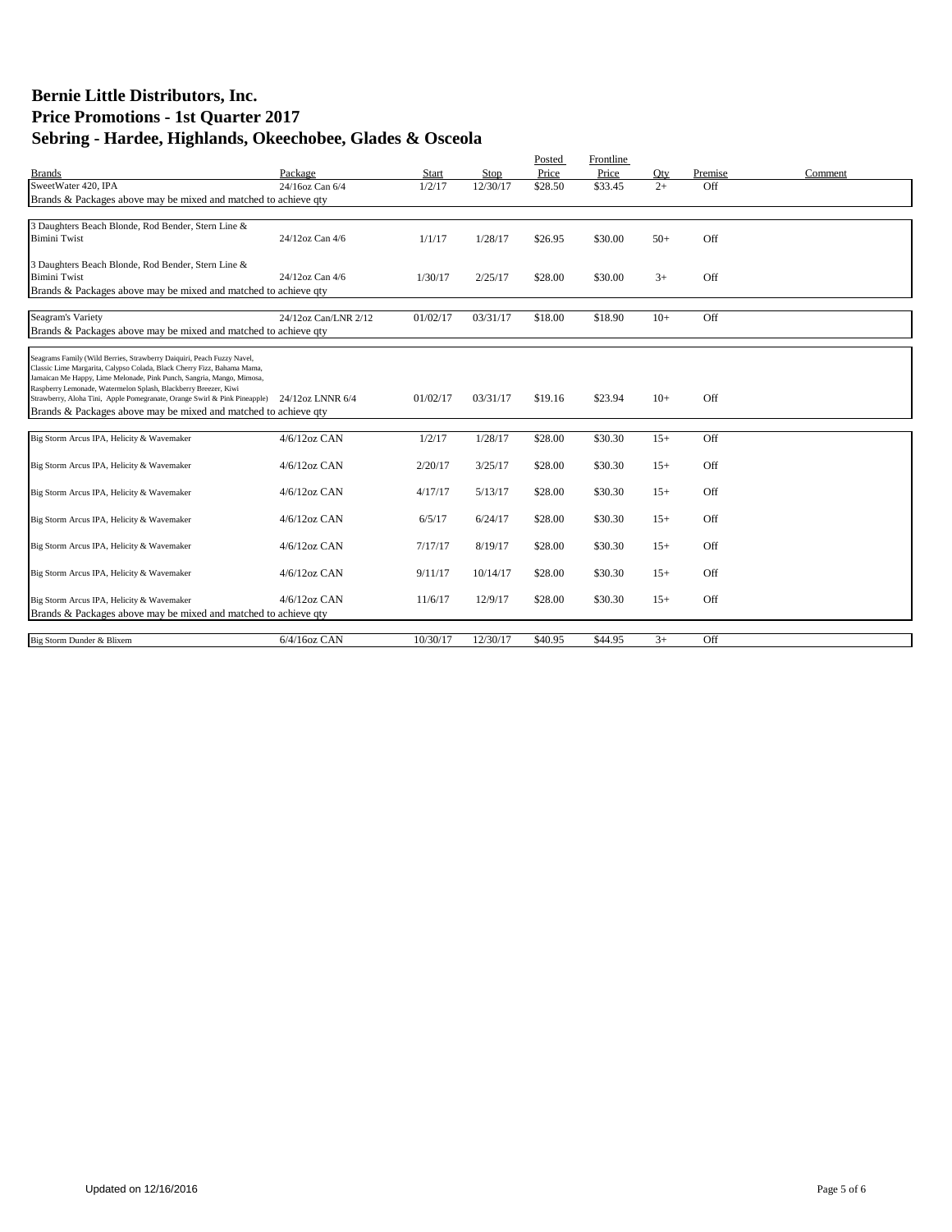# Bernie Little Distributors, Inc.
# Price Promotions - 1st Quarter 2017
# Sebring - Hardee, Highlands, Okeechobee, Glades & Osceola

| Brands | Package | Start | Stop | Posted Price | Frontline Price | Qty | Premise | Comment |
|---|---|---|---|---|---|---|---|---|
| SweetWater 420, IPA | 24/16oz Can 6/4 | 1/2/17 | 12/30/17 | $28.50 | $33.45 | 2+ | Off | |
| Brands & Packages above may be mixed and matched to achieve qty | | | | | | | | |
| 3 Daughters Beach Blonde, Rod Bender, Stern Line & Bimini Twist | 24/12oz Can 4/6 | 1/1/17 | 1/28/17 | $26.95 | $30.00 | 50+ | Off | |
| 3 Daughters Beach Blonde, Rod Bender, Stern Line & Bimini Twist | 24/12oz Can 4/6 | 1/30/17 | 2/25/17 | $28.00 | $30.00 | 3+ | Off | |
| Brands & Packages above may be mixed and matched to achieve qty | | | | | | | | |
| Seagram's Variety | 24/12oz Can/LNR 2/12 | 01/02/17 | 03/31/17 | $18.00 | $18.90 | 10+ | Off | |
| Brands & Packages above may be mixed and matched to achieve qty | | | | | | | | |
| Seagrams Family (Wild Berries, Strawberry Daiquiri, Peach Fuzzy Navel, Classic Lime Margarita, Calypso Colada, Black Cherry Fizz, Bahama Mama, Jamaican Me Happy, Lime Melonade, Pink Punch, Sangria, Mango, Mimosa, Raspberry Lemonade, Watermelon Splash, Blackberry Breezer, Kiwi Strawberry, Aloha Tini, Apple Pomegranate, Orange Swirl & Pink Pineapple) | 24/12oz LNNR 6/4 | 01/02/17 | 03/31/17 | $19.16 | $23.94 | 10+ | Off | |
| Brands & Packages above may be mixed and matched to achieve qty | | | | | | | | |
| Big Storm Arcus IPA, Helicity & Wavemaker | 4/6/12oz CAN | 1/2/17 | 1/28/17 | $28.00 | $30.30 | 15+ | Off | |
| Big Storm Arcus IPA, Helicity & Wavemaker | 4/6/12oz CAN | 2/20/17 | 3/25/17 | $28.00 | $30.30 | 15+ | Off | |
| Big Storm Arcus IPA, Helicity & Wavemaker | 4/6/12oz CAN | 4/17/17 | 5/13/17 | $28.00 | $30.30 | 15+ | Off | |
| Big Storm Arcus IPA, Helicity & Wavemaker | 4/6/12oz CAN | 6/5/17 | 6/24/17 | $28.00 | $30.30 | 15+ | Off | |
| Big Storm Arcus IPA, Helicity & Wavemaker | 4/6/12oz CAN | 7/17/17 | 8/19/17 | $28.00 | $30.30 | 15+ | Off | |
| Big Storm Arcus IPA, Helicity & Wavemaker | 4/6/12oz CAN | 9/11/17 | 10/14/17 | $28.00 | $30.30 | 15+ | Off | |
| Big Storm Arcus IPA, Helicity & Wavemaker | 4/6/12oz CAN | 11/6/17 | 12/9/17 | $28.00 | $30.30 | 15+ | Off | |
| Brands & Packages above may be mixed and matched to achieve qty | | | | | | | | |
| Big Storm Dunder & Blixem | 6/4/16oz CAN | 10/30/17 | 12/30/17 | $40.95 | $44.95 | 3+ | Off | |

Updated on 12/16/2016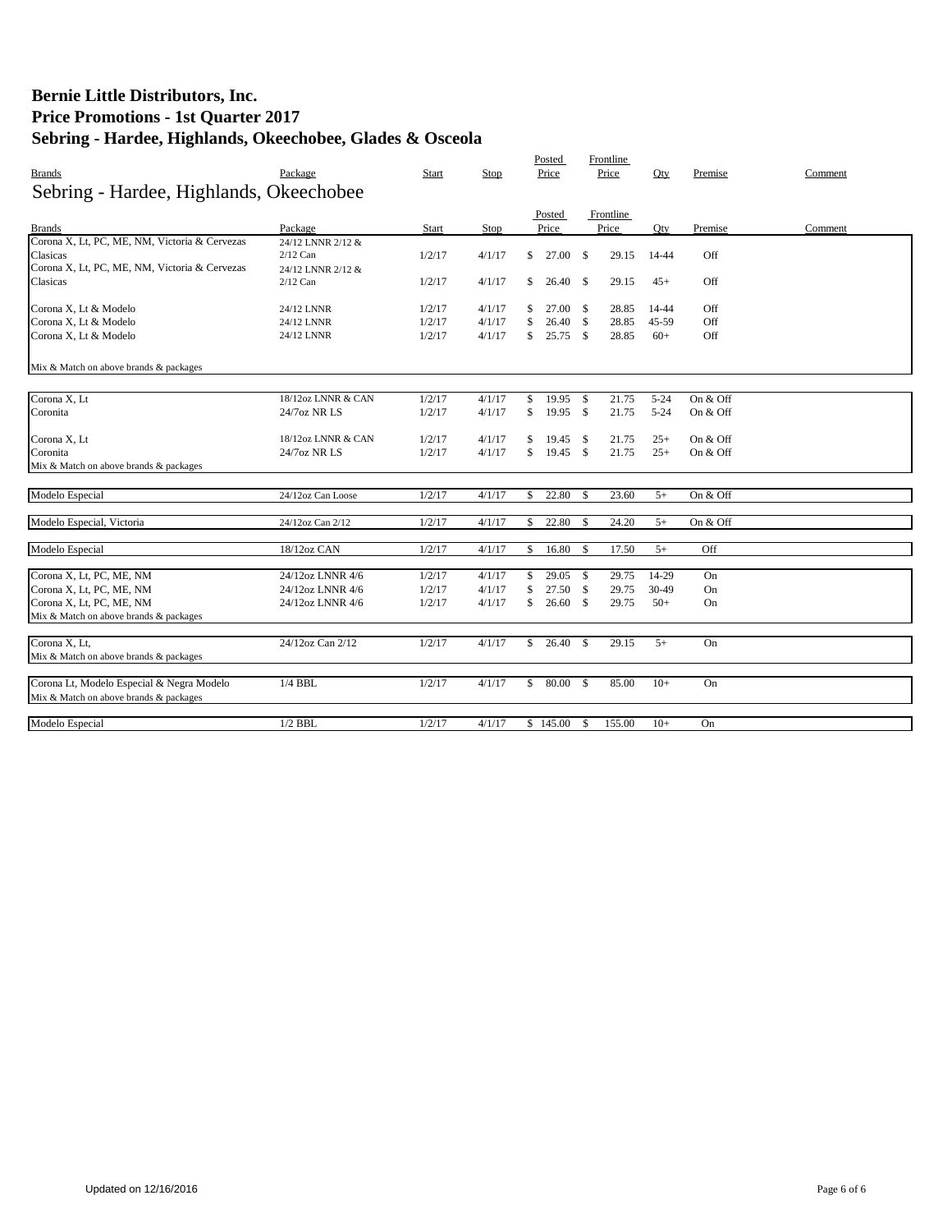# Bernie Little Distributors, Inc.
# Price Promotions - 1st Quarter 2017
# Sebring - Hardee, Highlands, Okeechobee, Glades & Osceola

| Brands | Package | Start | Stop | Posted Price | Frontline Price | Qty | Premise | Comment |
|---|---|---|---|---|---|---|---|---|

## Sebring - Hardee, Highlands, Okeechobee

| Brands | Package | Start | Stop | Posted Price | Frontline Price | Qty | Premise | Comment |
|---|---|---|---|---|---|---|---|---|
| Corona X, Lt, PC, ME, NM, Victoria & Cervezas Clasicas | 24/12 LNNR 2/12 & 2/12 Can | 1/2/17 | 4/1/17 | $ 27.00 | $ 29.15 | 14-44 | Off | |
| Corona X, Lt, PC, ME, NM, Victoria & Cervezas Clasicas | 24/12 LNNR 2/12 & 2/12 Can | 1/2/17 | 4/1/17 | $ 26.40 | $ 29.15 | 45+ | Off | |
| Corona X, Lt & Modelo | 24/12 LNNR | 1/2/17 | 4/1/17 | $ 27.00 | $ 28.85 | 14-44 | Off | |
| Corona X, Lt & Modelo | 24/12 LNNR | 1/2/17 | 4/1/17 | $ 26.40 | $ 28.85 | 45-59 | Off | |
| Corona X, Lt & Modelo | 24/12 LNNR | 1/2/17 | 4/1/17 | $ 25.75 | $ 28.85 | 60+ | Off | |
| Mix & Match on above brands & packages | | | | | | | | |
| Corona X, Lt | 18/12oz LNNR & CAN | 1/2/17 | 4/1/17 | $ 19.95 | $ 21.75 | 5-24 | On & Off | |
| Coronita | 24/7oz NR LS | 1/2/17 | 4/1/17 | $ 19.95 | $ 21.75 | 5-24 | On & Off | |
| Corona X, Lt | 18/12oz LNNR & CAN | 1/2/17 | 4/1/17 | $ 19.45 | $ 21.75 | 25+ | On & Off | |
| Coronita | 24/7oz NR LS | 1/2/17 | 4/1/17 | $ 19.45 | $ 21.75 | 25+ | On & Off | |
| Mix & Match on above brands & packages | | | | | | | | |
| Modelo Especial | 24/12oz Can Loose | 1/2/17 | 4/1/17 | $ 22.80 | $ 23.60 | 5+ | On & Off | |
| Modelo Especial, Victoria | 24/12oz Can 2/12 | 1/2/17 | 4/1/17 | $ 22.80 | $ 24.20 | 5+ | On & Off | |
| Modelo Especial | 18/12oz CAN | 1/2/17 | 4/1/17 | $ 16.80 | $ 17.50 | 5+ | Off | |
| Corona X, Lt, PC, ME, NM | 24/12oz LNNR 4/6 | 1/2/17 | 4/1/17 | $ 29.05 | $ 29.75 | 14-29 | On | |
| Corona X, Lt, PC, ME, NM | 24/12oz LNNR 4/6 | 1/2/17 | 4/1/17 | $ 27.50 | $ 29.75 | 30-49 | On | |
| Corona X, Lt, PC, ME, NM | 24/12oz LNNR 4/6 | 1/2/17 | 4/1/17 | $ 26.60 | $ 29.75 | 50+ | On | |
| Mix & Match on above brands & packages | | | | | | | | |
| Corona X, Lt, | 24/12oz Can 2/12 | 1/2/17 | 4/1/17 | $ 26.40 | $ 29.15 | 5+ | On | |
| Mix & Match on above brands & packages | | | | | | | | |
| Corona Lt, Modelo Especial & Negra Modelo | 1/4 BBL | 1/2/17 | 4/1/17 | $ 80.00 | $ 85.00 | 10+ | On | |
| Mix & Match on above brands & packages | | | | | | | | |
| Modelo Especial | 1/2 BBL | 1/2/17 | 4/1/17 | $ 145.00 | $ 155.00 | 10+ | On | |

Updated on 12/16/2016